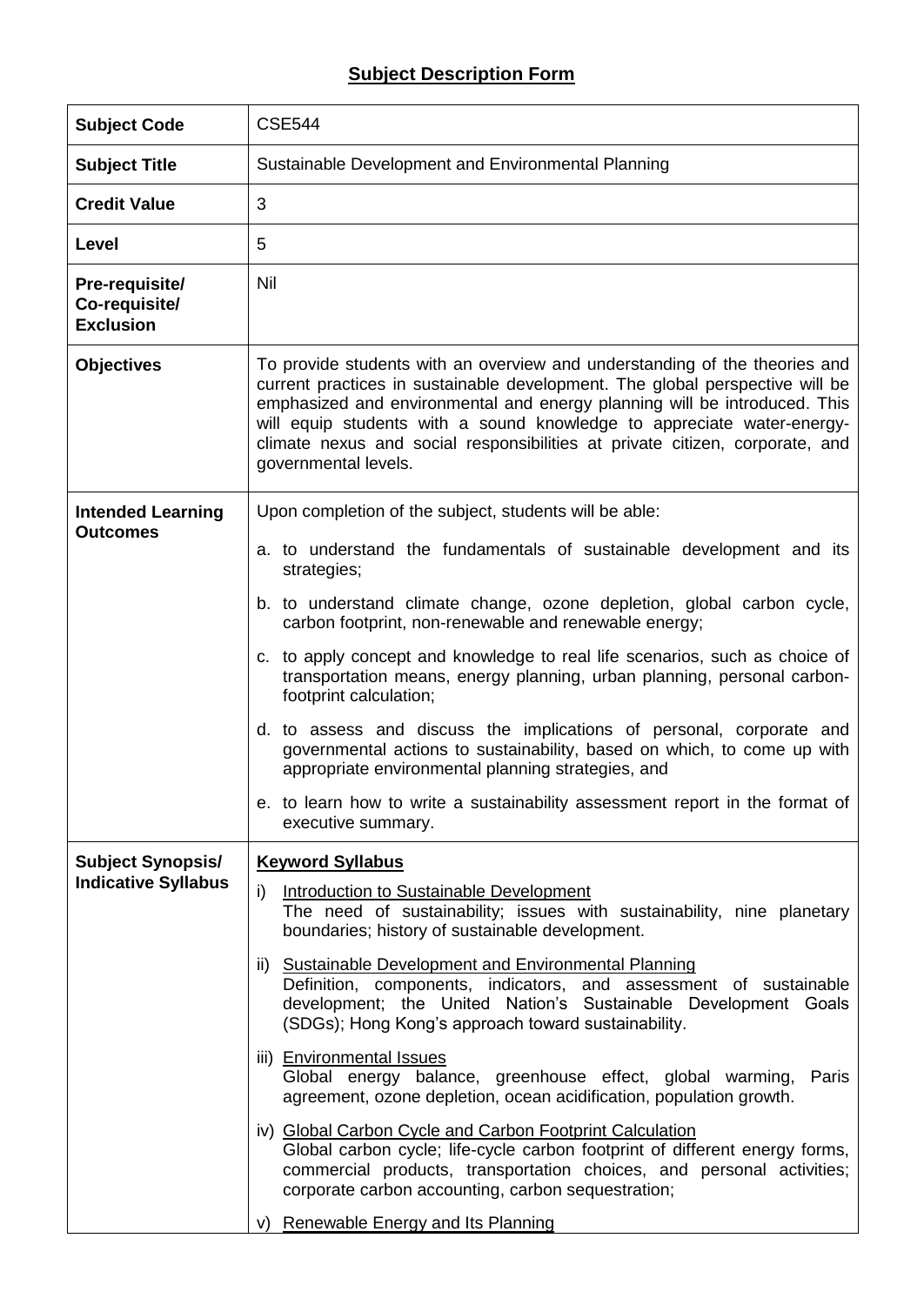## Subject Description Form

| **Subject Code** | CSE544 |
|---|---|
| **Subject Title** | Sustainable Development and Environmental Planning |
| **Credit Value** | 3 |
| **Level** | 5 |
| **Pre-requisite/ Co-requisite/ Exclusion** | Nil |
| **Objectives** | To provide students with an overview and understanding of the theories and current practices in sustainable development. The global perspective will be emphasized and environmental and energy planning will be introduced. This will equip students with a sound knowledge to appreciate water-energy-climate nexus and social responsibilities at private citizen, corporate, and governmental levels. |
| **Intended Learning Outcomes** | Upon completion of the subject, students will be able:<br><br>a. to understand the fundamentals of sustainable development and its strategies;<br><br>b. to understand climate change, ozone depletion, global carbon cycle, carbon footprint, non-renewable and renewable energy;<br><br>c. to apply concept and knowledge to real life scenarios, such as choice of transportation means, energy planning, urban planning, personal carbon-footprint calculation;<br><br>d. to assess and discuss the implications of personal, corporate and governmental actions to sustainability, based on which, to come up with appropriate environmental planning strategies, and<br><br>e. to learn how to write a sustainability assessment report in the format of executive summary. |
| **Subject Synopsis/ Indicative Syllabus** | **Keyword Syllabus**<br><br>i) Introduction to Sustainable Development<br>The need of sustainability; issues with sustainability, nine planetary boundaries; history of sustainable development.<br><br>ii) Sustainable Development and Environmental Planning<br>Definition, components, indicators, and assessment of sustainable development; the United Nation's Sustainable Development Goals (SDGs); Hong Kong's approach toward sustainability.<br><br>iii) Environmental Issues<br>Global energy balance, greenhouse effect, global warming, Paris agreement, ozone depletion, ocean acidification, population growth.<br><br>iv) Global Carbon Cycle and Carbon Footprint Calculation<br>Global carbon cycle; life-cycle carbon footprint of different energy forms, commercial products, transportation choices, and personal activities; corporate carbon accounting, carbon sequestration;<br><br>v) Renewable Energy and Its Planning |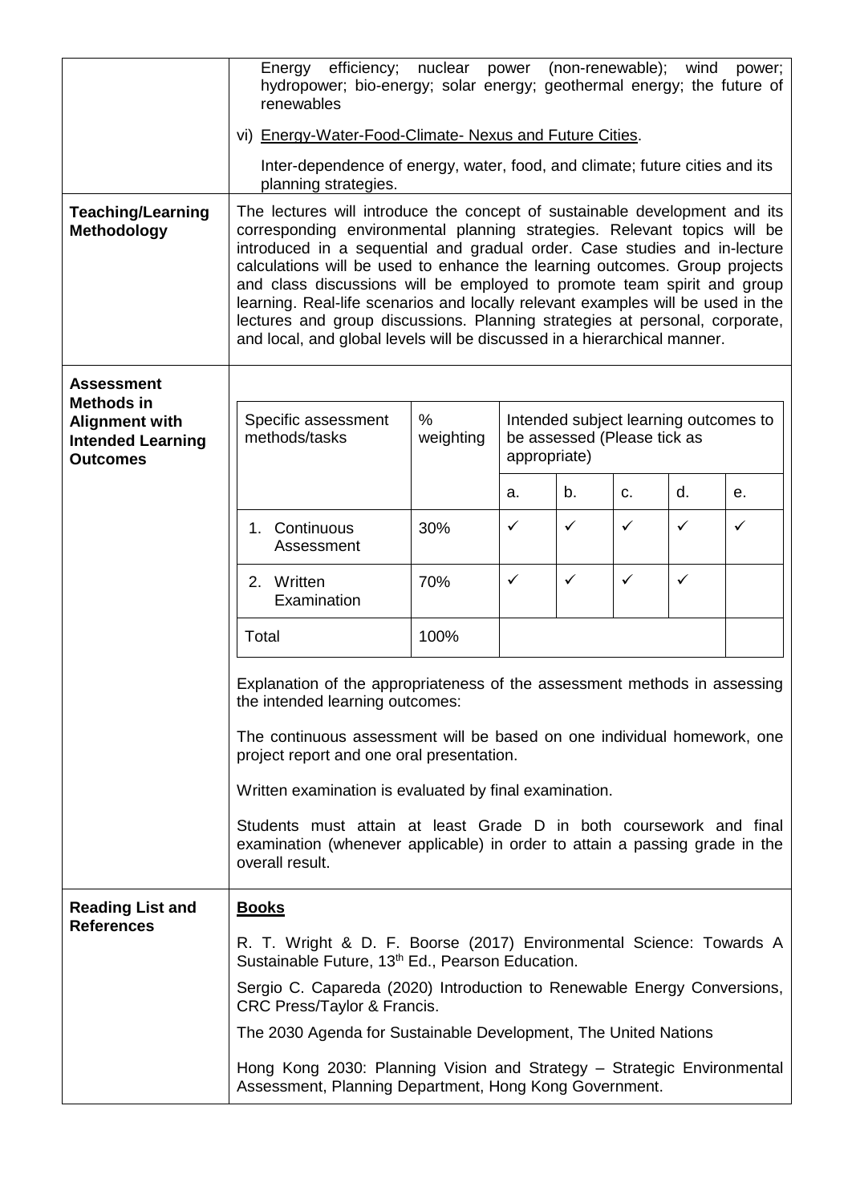| | |
|---|---|
| | Energy efficiency; nuclear power (non-renewable); wind power; hydropower; bio-energy; solar energy; geothermal energy; the future of renewables<br><br>vi) Energy-Water-Food-Climate- Nexus and Future Cities.<br><br>Inter-dependence of energy, water, food, and climate; future cities and its planning strategies. |
| **Teaching/Learning Methodology** | The lectures will introduce the concept of sustainable development and its corresponding environmental planning strategies. Relevant topics will be introduced in a sequential and gradual order. Case studies and in-lecture calculations will be used to enhance the learning outcomes. Group projects and class discussions will be employed to promote team spirit and group learning. Real-life scenarios and locally relevant examples will be used in the lectures and group discussions. Planning strategies at personal, corporate, and local, and global levels will be discussed in a hierarchical manner. |
| **Assessment Methods in Alignment with Intended Learning Outcomes** | (see table below) |

| Specific assessment methods/tasks | % weighting | Intended subject learning outcomes to be assessed (Please tick as appropriate) | | | | |
|---|---|---|---|---|---|---|
| | | a. | b. | c. | d. | e. |
| 1. Continuous Assessment | 30% | ✓ | ✓ | ✓ | ✓ | ✓ |
| 2. Written Examination | 70% | ✓ | ✓ | ✓ | ✓ | |
| Total | 100% | | | | | |

Explanation of the appropriateness of the assessment methods in assessing the intended learning outcomes:

The continuous assessment will be based on one individual homework, one project report and one oral presentation.

Written examination is evaluated by final examination.

Students must attain at least Grade D in both coursework and final examination (whenever applicable) in order to attain a passing grade in the overall result.

**Reading List and References**

**Books**

R. T. Wright & D. F. Boorse (2017) Environmental Science: Towards A Sustainable Future, 13th Ed., Pearson Education.

Sergio C. Capareda (2020) Introduction to Renewable Energy Conversions, CRC Press/Taylor & Francis.

The 2030 Agenda for Sustainable Development, The United Nations

Hong Kong 2030: Planning Vision and Strategy – Strategic Environmental Assessment, Planning Department, Hong Kong Government.